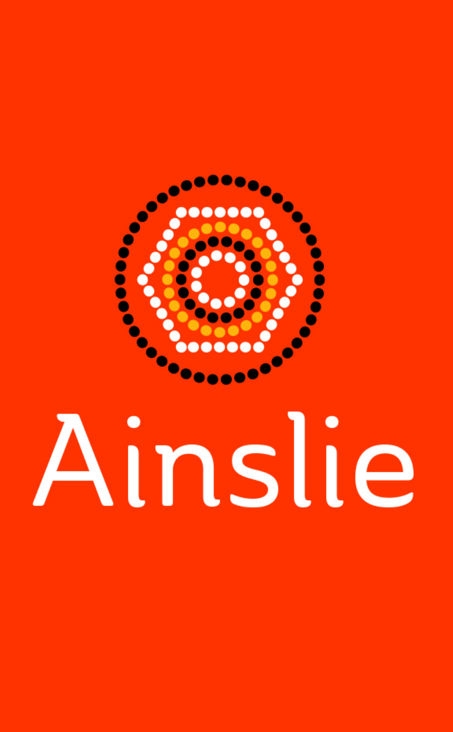# Ainslie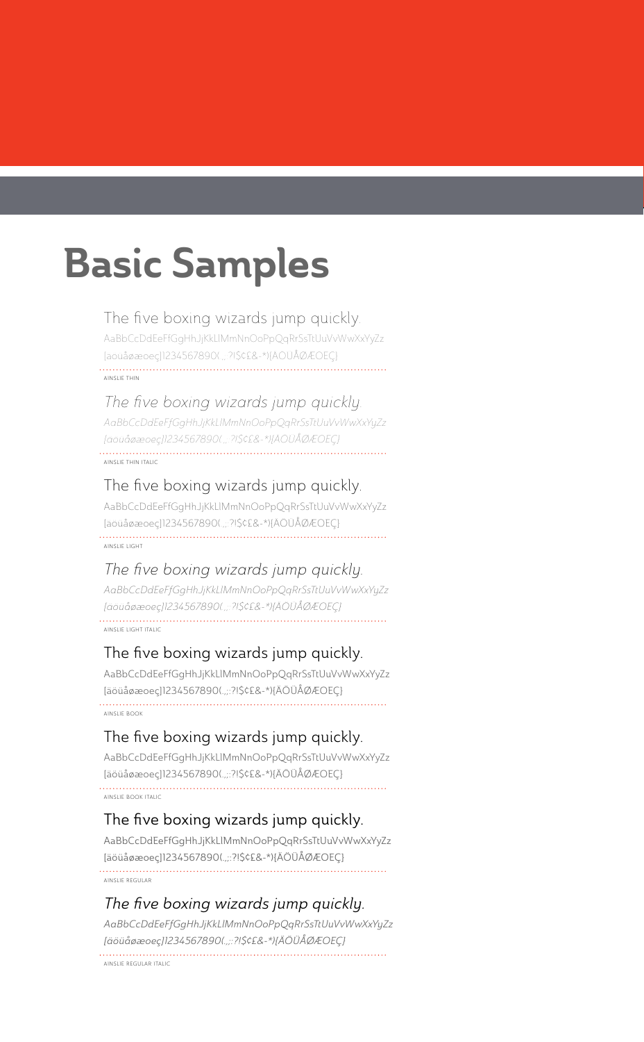# Basic Samples

The five boxing wizards jump quickly.

AaBbCcDdEeFfGgHhJjKkLlMmNnOoPpQqRrSsTtUuVvWwXxYyZz

[äöüåøæoeç]1234567890(.,;:?!$¢£&-*){ÄÖÜÅØÆOEÇ}

AINSLIE THIN

*The five boxing wizards jump quickly.*

*AaBbCcDdEeFfGgHhJjKkLlMmNnOoPpQqRrSsTtUuVvWwXxYyZz*

*[äöüåøæoeç]1234567890(.,;:?!$¢£&-*){ÄÖÜÅØÆOEÇ}*

AINSLIE THIN ITALIC

The five boxing wizards jump quickly.

AaBbCcDdEeFfGgHhJjKkLlMmNnOoPpQqRrSsTtUuVvWwXxYyZz

[äöüåøæoeç]1234567890(.,;:?!$¢£&-*){ÄÖÜÅØÆOEÇ}

AINSLIE LIGHT

*The five boxing wizards jump quickly.*

*AaBbCcDdEeFfGgHhJjKkLlMmNnOoPpQqRrSsTtUuVvWwXxYyZz*

*[äöüåøæoeç]1234567890(.,;:?!$¢£&-*){ÄÖÜÅØÆOEÇ}*

AINSLIE LIGHT ITALIC

The five boxing wizards jump quickly.

AaBbCcDdEeFfGgHhJjKkLlMmNnOoPpQqRrSsTtUuVvWwXxYyZz

[äöüåøæoeç]1234567890(.,;:?!$¢£&-*){ÄÖÜÅØÆOEÇ}

AINSLIE BOOK

The five boxing wizards jump quickly.

AaBbCcDdEeFfGgHhJjKkLlMmNnOoPpQqRrSsTtUuVvWwXxYyZz

[äöüåøæoeç]1234567890(.,;:?!$¢£&-*){ÄÖÜÅØÆOEÇ}

AINSLIE BOOK ITALIC

The five boxing wizards jump quickly.

AaBbCcDdEeFfGgHhJjKkLlMmNnOoPpQqRrSsTtUuVvWwXxYyZz

[äöüåøæoeç]1234567890(.,;:?!$¢£&-*){ÄÖÜÅØÆOEÇ}

AINSLIE REGULAR

*The five boxing wizards jump quickly.*

*AaBbCcDdEeFfGgHhJjKkLlMmNnOoPpQqRrSsTtUuVvWwXxYyZz*

*[äöüåøæoeç]1234567890(.,;:?!$¢£&-*){ÄÖÜÅØÆOEÇ}*

AINSLIE REGULAR ITALIC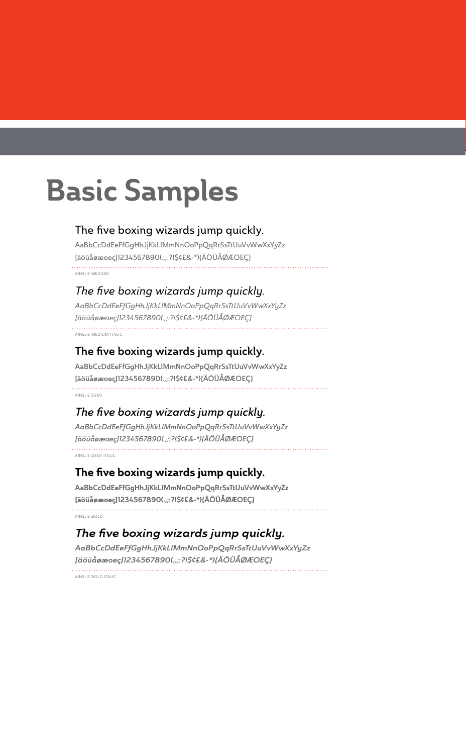# Basic Samples

The five boxing wizards jump quickly.

AaBbCcDdEeFfGgHhJjKkLlMmNnOoPpQqRrSsTtUuVvWwXxYyZz
[äöüåøæoeç]1234567890(.,;:?!$¢£&-*){ÄÖÜÅØÆOEÇ}

AINSLIE MEDIUM

*The five boxing wizards jump quickly.*

*AaBbCcDdEeFfGgHhJjKkLlMmNnOoPpQqRrSsTtUuVvWwXxYyZz*
*[äöüåøæoeç]1234567890(.,;:?!$¢£&-*){ÄÖÜÅØÆOEÇ}*

AINSLIE MEDIUM ITALIC

**The five boxing wizards jump quickly.**

**AaBbCcDdEeFfGgHhJjKkLlMmNnOoPpQqRrSsTtUuVvWwXxYyZz**
**[äöüåøæoeç]1234567890(.,;:?!$¢£&-*){ÄÖÜÅØÆOEÇ}**

AINSLIE DEMI

***The five boxing wizards jump quickly.***

***AaBbCcDdEeFfGgHhJjKkLlMmNnOoPpQqRrSsTtUuVvWwXxYyZz***
***[äöüåøæoeç]1234567890(.,;:?!$¢£&-*){ÄÖÜÅØÆOEÇ}***

AINSLIE DEMI ITALIC

**The five boxing wizards jump quickly.**

**AaBbCcDdEeFfGgHhJjKkLlMmNnOoPpQqRrSsTtUuVvWwXxYyZz**
**[äöüåøæoeç]1234567890(.,;:?!$¢£&-*){ÄÖÜÅØÆOEÇ}**

AINSLIE BOLD

***The five boxing wizards jump quickly.***

***AaBbCcDdEeFfGgHhJjKkLlMmNnOoPpQqRrSsTtUuVvWwXxYyZz***
***[äöüåøæoeç]1234567890(.,;:?!$¢£&-*){ÄÖÜÅØÆOEÇ}***

AINSLIE BOLD ITALIC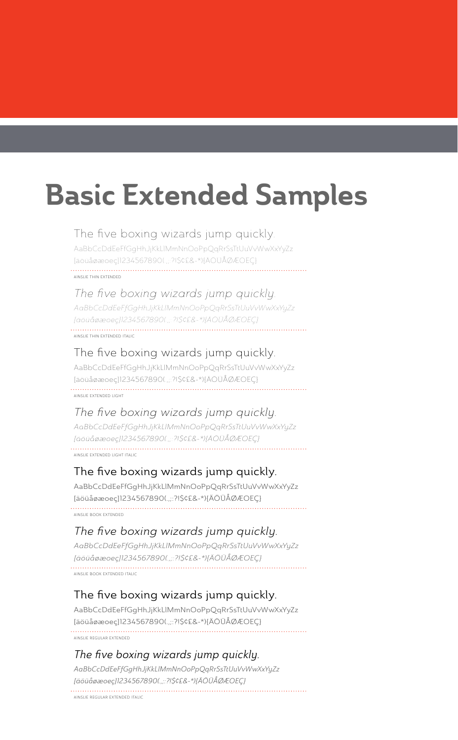# Basic Extended Samples

The five boxing wizards jump quickly.

AaBbCcDdEeFfGgHhJjKkLlMmNnOoPpQqRrSsTtUuVvWwXxYyZz

[äöüåøæoeç]1234567890(.,;:?!$¢£&-*){ÄÖÜÅØÆOEÇ}

AINSLIE THIN EXTENDED

*The five boxing wizards jump quickly.*

*AaBbCcDdEeFfGgHhJjKkLlMmNnOoPpQqRrSsTtUuVvWwXxYyZz*

*[äöüåøæoeç]1234567890(.,;:?!$¢£&-*){ÄÖÜÅØÆOEÇ}*

AINSLIE THIN EXTENDED ITALIC

The five boxing wizards jump quickly.

AaBbCcDdEeFfGgHhJjKkLlMmNnOoPpQqRrSsTtUuVvWwXxYyZz

[äöüåøæoeç]1234567890(.,;:?!$¢£&-*){ÄÖÜÅØÆOEÇ}

AINSLIE EXTENDED LIGHT

*The five boxing wizards jump quickly.*

*AaBbCcDdEeFfGgHhJjKkLlMmNnOoPpQqRrSsTtUuVvWwXxYyZz*

*[äöüåøæoeç]1234567890(.,;:?!$¢£&-*){ÄÖÜÅØÆOEÇ}*

AINSLIE EXTENDED LIGHT ITALIC

The five boxing wizards jump quickly.

AaBbCcDdEeFfGgHhJjKkLlMmNnOoPpQqRrSsTtUuVvWwXxYyZz

[äöüåøæoeç]1234567890(.,;:?!$¢£&-*){ÄÖÜÅØÆOEÇ}

AINSLIE BOOK EXTENDED

*The five boxing wizards jump quickly.*

*AaBbCcDdEeFfGgHhJjKkLlMmNnOoPpQqRrSsTtUuVvWwXxYyZz*

*[äöüåøæoeç]1234567890(.,;:?!$¢£&-*){ÄÖÜÅØÆOEÇ}*

AINSLIE BOOK EXTENDED ITALIC

The five boxing wizards jump quickly.

AaBbCcDdEeFfGgHhJjKkLlMmNnOoPpQqRrSsTtUuVvWwXxYyZz

[äöüåøæoeç]1234567890(.,;:?!$¢£&-*){ÄÖÜÅØÆOEÇ}

AINSLIE REGULAR EXTENDED

*The five boxing wizards jump quickly.*

*AaBbCcDdEeFfGgHhJjKkLlMmNnOoPpQqRrSsTtUuVvWwXxYyZz*

*[äöüåøæoeç]1234567890(.,;:?!$¢£&-*){ÄÖÜÅØÆOEÇ}*

AINSLIE REGULAR EXTENDED ITALIC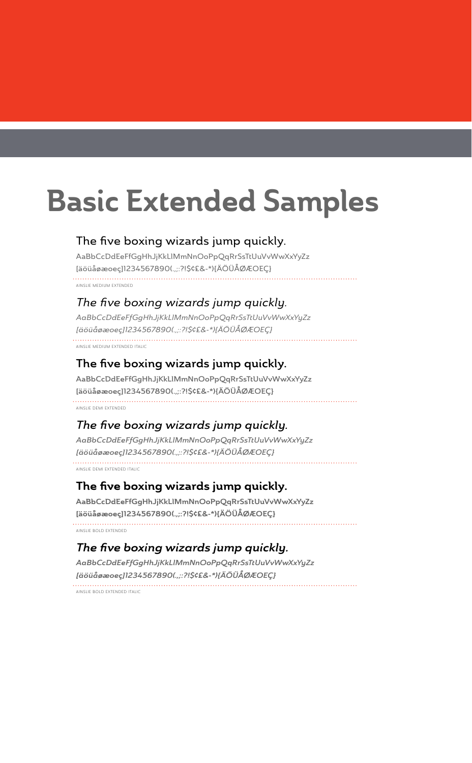# Basic Extended Samples

The five boxing wizards jump quickly.

AaBbCcDdEeFfGgHhJjKkLlMmNnOoPpQqRrSsTtUuVvWwXxYyZz
[äöüåøæoeç]1234567890(.,;:?!$¢£&-*){ÄÖÜÅØÆOEÇ}

AINSLIE MEDIUM EXTENDED

*The five boxing wizards jump quickly.*

*AaBbCcDdEeFfGgHhJjKkLlMmNnOoPpQqRrSsTtUuVvWwXxYyZz*
*[äöüåøæoeç]1234567890(.,;:?!$¢£&-*){ÄÖÜÅØÆOEÇ}*

AINSLIE MEDIUM EXTENDED ITALIC

**The five boxing wizards jump quickly.**

**AaBbCcDdEeFfGgHhJjKkLlMmNnOoPpQqRrSsTtUuVvWwXxYyZz**
**[äöüåøæoeç]1234567890(.,;:?!$¢£&-*){ÄÖÜÅØÆOEÇ}**

AINSLIE DEMI EXTENDED

***The five boxing wizards jump quickly.***

***AaBbCcDdEeFfGgHhJjKkLlMmNnOoPpQqRrSsTtUuVvWwXxYyZz***
***[äöüåøæoeç]1234567890(.,;:?!$¢£&-*){ÄÖÜÅØÆOEÇ}***

AINSLIE DEMI EXTENDED ITALIC

**The five boxing wizards jump quickly.**

**AaBbCcDdEeFfGgHhJjKkLlMmNnOoPpQqRrSsTtUuVvWwXxYyZz**
**[äöüåøæoeç]1234567890(.,;:?!$¢£&-*){ÄÖÜÅØÆOEÇ}**

AINSLIE BOLD EXTENDED

***The five boxing wizards jump quickly.***

***AaBbCcDdEeFfGgHhJjKkLlMmNnOoPpQqRrSsTtUuVvWwXxYyZz***
***[äöüåøæoeç]1234567890(.,;:?!$¢£&-*){ÄÖÜÅØÆOEÇ}***

AINSLIE BOLD EXTENDED ITALIC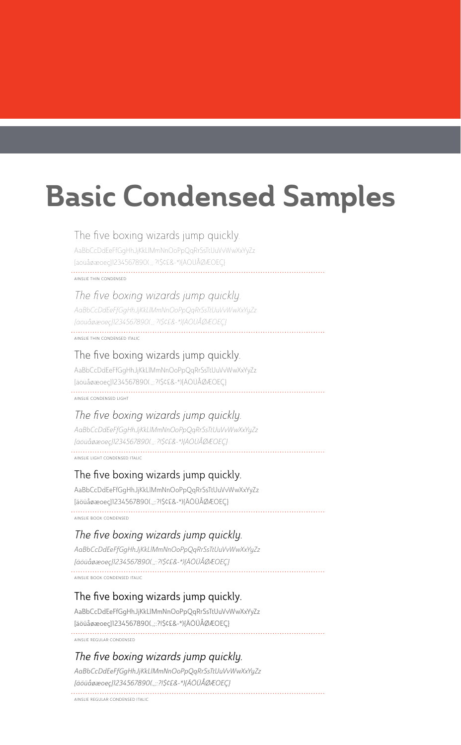# Basic Condensed Samples

The five boxing wizards jump quickly.

AaBbCcDdEeFfGgHhJjKkLlMmNnOoPpQqRrSsTtUuVvWwXxYyZz

[äöüåøæoeç]1234567890(.,;:?!$¢£&-*){ÄÖÜÅØÆOEÇ}

AINSLIE THIN CONDENSED

*The five boxing wizards jump quickly.*

*AaBbCcDdEeFfGgHhJjKkLlMmNnOoPpQqRrSsTtUuVvWwXxYyZz*

*[äöüåøæoeç]1234567890(.,;:?!$¢£&-*){ÄÖÜÅØÆOEÇ}*

AINSLIE THIN CONDENSED ITALIC

The five boxing wizards jump quickly.

AaBbCcDdEeFfGgHhJjKkLlMmNnOoPpQqRrSsTtUuVvWwXxYyZz

[äöüåøæoeç]1234567890(.,;:?!$¢£&-*){ÄÖÜÅØÆOEÇ}

AINSLIE CONDENSED LIGHT

*The five boxing wizards jump quickly.*

*AaBbCcDdEeFfGgHhJjKkLlMmNnOoPpQqRrSsTtUuVvWwXxYyZz*

*[äöüåøæoeç]1234567890(.,;:?!$¢£&-*){ÄÖÜÅØÆOEÇ}*

AINSLIE LIGHT CONDENSED ITALIC

The five boxing wizards jump quickly.

AaBbCcDdEeFfGgHhJjKkLlMmNnOoPpQqRrSsTtUuVvWwXxYyZz

[äöüåøæoeç]1234567890(.,;:?!$¢£&-*){ÄÖÜÅØÆOEÇ}

AINSLIE BOOK CONDENSED

*The five boxing wizards jump quickly.*

*AaBbCcDdEeFfGgHhJjKkLlMmNnOoPpQqRrSsTtUuVvWwXxYyZz*

*[äöüåøæoeç]1234567890(.,;:?!$¢£&-*){ÄÖÜÅØÆOEÇ}*

AINSLIE BOOK CONDENSED ITALIC

The five boxing wizards jump quickly.

AaBbCcDdEeFfGgHhJjKkLlMmNnOoPpQqRrSsTtUuVvWwXxYyZz

[äöüåøæoeç]1234567890(.,;:?!$¢£&-*){ÄÖÜÅØÆOEÇ}

AINSLIE REGULAR CONDENSED

*The five boxing wizards jump quickly.*

*AaBbCcDdEeFfGgHhJjKkLlMmNnOoPpQqRrSsTtUuVvWwXxYyZz*

*[äöüåøæoeç]1234567890(.,;:?!$¢£&-*){ÄÖÜÅØÆOEÇ}*

AINSLIE REGULAR CONDENSED ITALIC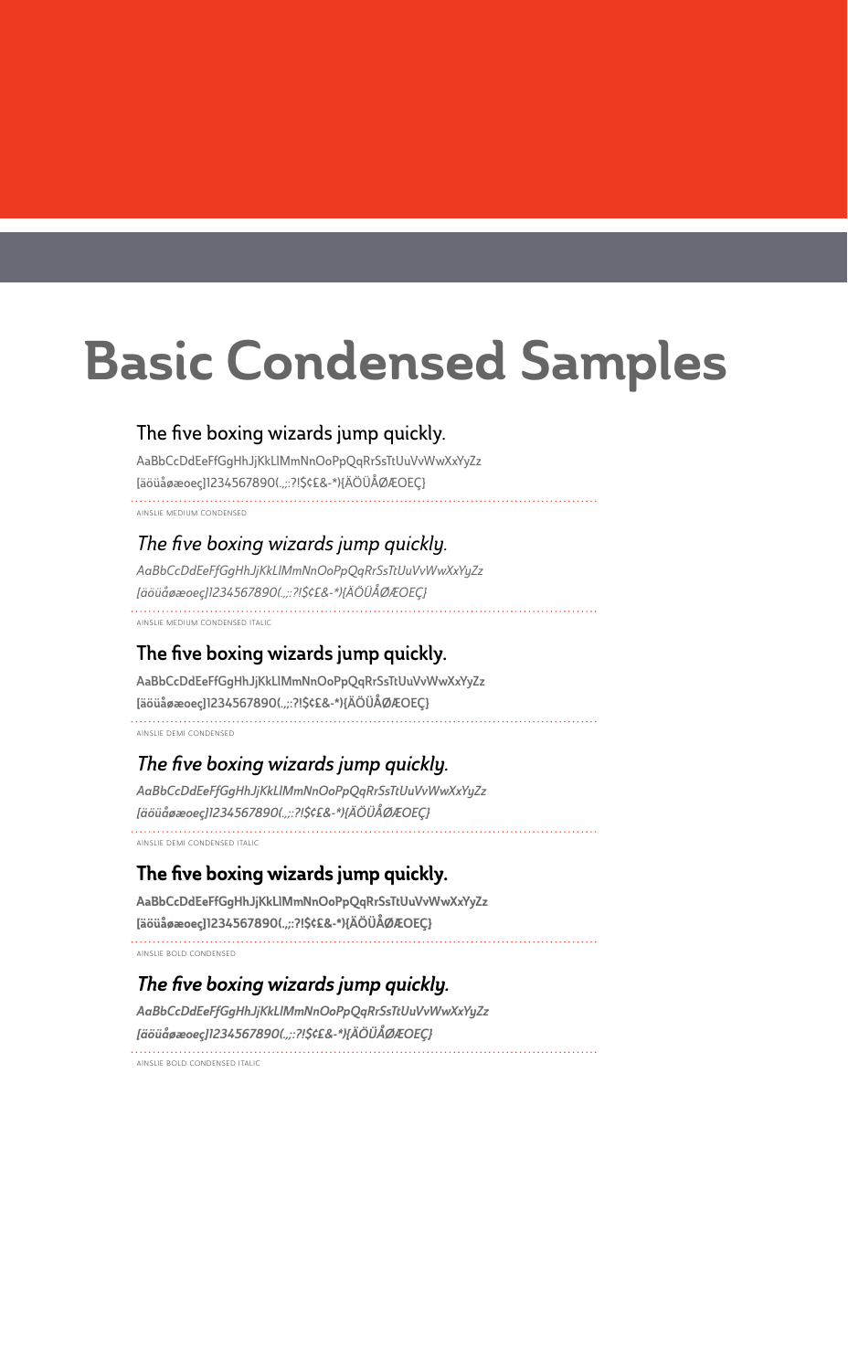# Basic Condensed Samples

The five boxing wizards jump quickly.

AaBbCcDdEeFfGgHhJjKkLlMmNnOoPpQqRrSsTtUuVvWwXxYyZz

[äöüåøæoeç]1234567890(.,;:?!$¢£&-*){ÄÖÜÅØÆOEÇ}

AINSLIE MEDIUM CONDENSED

*The five boxing wizards jump quickly.*

*AaBbCcDdEeFfGgHhJjKkLlMmNnOoPpQqRrSsTtUuVvWwXxYyZz*

*[äöüåøæoeç]1234567890(.,;:?!$¢£&-*){ÄÖÜÅØÆOEÇ}*

AINSLIE MEDIUM CONDENSED ITALIC

**The five boxing wizards jump quickly.**

**AaBbCcDdEeFfGgHhJjKkLlMmNnOoPpQqRrSsTtUuVvWwXxYyZz**

**[äöüåøæoeç]1234567890(.,;:?!$¢£&-*){ÄÖÜÅØÆOEÇ}**

AINSLIE DEMI CONDENSED

***The five boxing wizards jump quickly.***

***AaBbCcDdEeFfGgHhJjKkLlMmNnOoPpQqRrSsTtUuVvWwXxYyZz***

***[äöüåøæoeç]1234567890(.,;:?!$¢£&-*){ÄÖÜÅØÆOEÇ}***

AINSLIE DEMI CONDENSED ITALIC

**The five boxing wizards jump quickly.**

**AaBbCcDdEeFfGgHhJjKkLlMmNnOoPpQqRrSsTtUuVvWwXxYyZz**

**[äöüåøæoeç]1234567890(.,;:?!$¢£&-*){ÄÖÜÅØÆOEÇ}**

AINSLIE BOLD CONDENSED

***The five boxing wizards jump quickly.***

***AaBbCcDdEeFfGgHhJjKkLlMmNnOoPpQqRrSsTtUuVvWwXxYyZz***

***[äöüåøæoeç]1234567890(.,;:?!$¢£&-*){ÄÖÜÅØÆOEÇ}***

AINSLIE BOLD CONDENSED ITALIC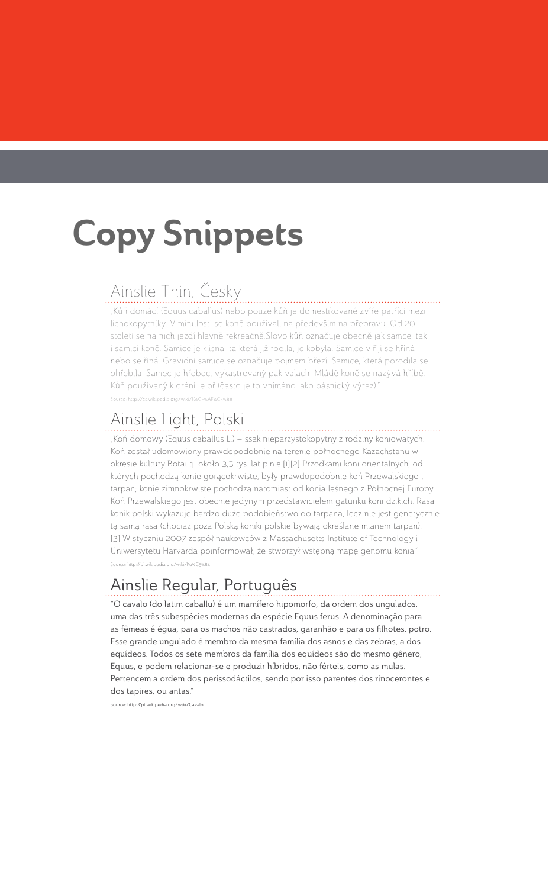# Copy Snippets

## Ainslie Thin, Česky

„Kůň domácí (Equus caballus) nebo pouze kůň je domestikované zvíře patřící mezi lichokopytníky. V minulosti se koně používali na především na přepravu. Od 20. století se na nich jezdí hlavně rekreačně.Slovo kůň označuje obecně jak samce, tak i samici koně. Samice je klisna, ta která již rodila, je kobyla. Samice v říji se hříná nebo se řiná. Gravidní samice se označuje pojmem březí. Samice, která porodila se ohřebila. Samec je hřebec, vykastrovaný pak valach. Mládě koně se nazývá hříbě. Kůň používaný k orání je oř (často je to vnímáno jako básnický výraz)."

Source: http://cs.wikipedia.org/wiki/K%C5%AF%C5%88

## Ainslie Light, Polski

„Koń domowy (Equus caballus L.) – ssak nieparzystokopytny z rodziny koniowatych. Koń został udomowiony prawdopodobnie na terenie północnego Kazachstanu w okresie kultury Botai tj. około 3,5 tys. lat p.n.e.[1][2] Przodkami koni orientalnych, od których pochodzą konie gorącokrwiste, były prawdopodobnie koń Przewalskiego i tarpan, konie zimnokrwiste pochodzą natomiast od konia leśnego z Północnej Europy. Koń Przewalskiego jest obecnie jedynym przedstawicielem gatunku koni dzikich. Rasa konik polski wykazuje bardzo duże podobieństwo do tarpana, lecz nie jest genetycznie tą samą rasą (chociaż poza Polską koniki polskie bywają określane mianem tarpan).[3] W styczniu 2007 zespół naukowców z Massachusetts Institute of Technology i Uniwersytetu Harvarda poinformował, że stworzył wstępną mapę genomu konia."

Source: http://pl.wikipedia.org/wiki/Ko%C5%84

## Ainslie Regular, Português

"O cavalo (do latim caballu) é um mamífero hipomorfo, da ordem dos ungulados, uma das três subespécies modernas da espécie Equus ferus. A denominação para as fêmeas é égua, para os machos não castrados, garanhão e para os filhotes, potro. Esse grande ungulado é membro da mesma família dos asnos e das zebras, a dos equídeos. Todos os sete membros da família dos equídeos são do mesmo gênero, Equus, e podem relacionar-se e produzir híbridos, não férteis, como as mulas. Pertencem a ordem dos perissodáctilos, sendo por isso parentes dos rinocerontes e dos tapires, ou antas."

Source: http://pt.wikipedia.org/wiki/Cavalo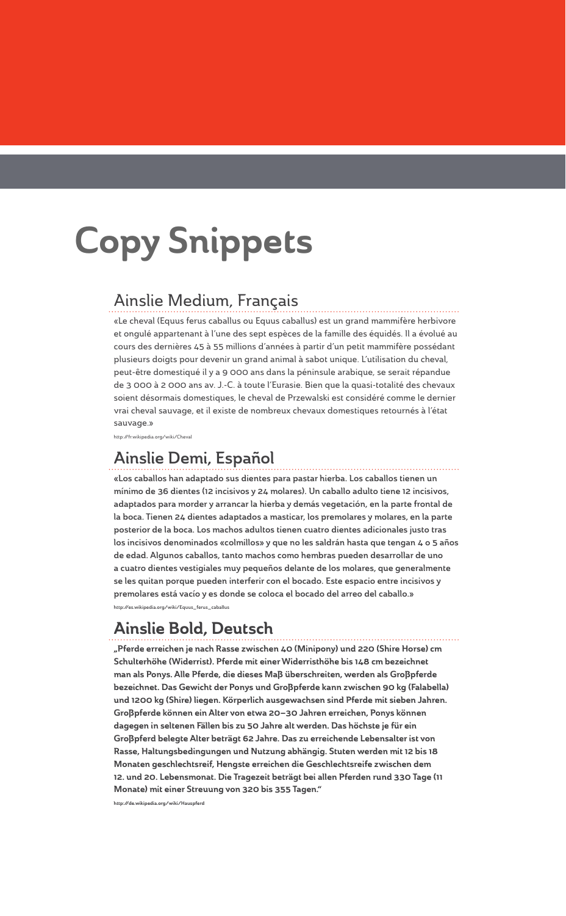# Copy Snippets

## Ainslie Medium, Français

«Le cheval (Equus ferus caballus ou Equus caballus) est un grand mammifère herbivore et ongulé appartenant à l'une des sept espèces de la famille des équidés. Il a évolué au cours des dernières 45 à 55 millions d'années à partir d'un petit mammifère possédant plusieurs doigts pour devenir un grand animal à sabot unique. L'utilisation du cheval, peut-être domestiqué il y a 9 000 ans dans la péninsule arabique, se serait répandue de 3 000 à 2 000 ans av. J.-C. à toute l'Eurasie. Bien que la quasi-totalité des chevaux soient désormais domestiques, le cheval de Przewalski est considéré comme le dernier vrai cheval sauvage, et il existe de nombreux chevaux domestiques retournés à l'état sauvage.»

http://fr.wikipedia.org/wiki/Cheval

## Ainslie Demi, Español

**«Los caballos han adaptado sus dientes para pastar hierba. Los caballos tienen un mínimo de 36 dientes (12 incisivos y 24 molares). Un caballo adulto tiene 12 incisivos, adaptados para morder y arrancar la hierba y demás vegetación, en la parte frontal de la boca. Tienen 24 dientes adaptados a masticar, los premolares y molares, en la parte posterior de la boca. Los machos adultos tienen cuatro dientes adicionales justo tras los incisivos denominados «colmillos» y que no les saldrán hasta que tengan 4 o 5 años de edad. Algunos caballos, tanto machos como hembras pueden desarrollar de uno a cuatro dientes vestigiales muy pequeños delante de los molares, que generalmente se les quitan porque pueden interferir con el bocado. Este espacio entre incisivos y premolares está vacío y es donde se coloca el bocado del arreo del caballo.»**

http://es.wikipedia.org/wiki/Equus_ferus_caballus

## Ainslie Bold, Deutsch

**„Pferde erreichen je nach Rasse zwischen 40 (Minipony) und 220 (Shire Horse) cm Schulterhöhe (Widerrist). Pferde mit einer Widerristhöhe bis 148 cm bezeichnet man als Ponys. Alle Pferde, die dieses Maß überschreiten, werden als Großpferde bezeichnet. Das Gewicht der Ponys und Großpferde kann zwischen 90 kg (Falabella) und 1200 kg (Shire) liegen. Körperlich ausgewachsen sind Pferde mit sieben Jahren. Großpferde können ein Alter von etwa 20–30 Jahren erreichen, Ponys können dagegen in seltenen Fällen bis zu 50 Jahre alt werden. Das höchste je für ein Großpferd belegte Alter beträgt 62 Jahre. Das zu erreichende Lebensalter ist von Rasse, Haltungsbedingungen und Nutzung abhängig. Stuten werden mit 12 bis 18 Monaten geschlechtsreif, Hengste erreichen die Geschlechtsreife zwischen dem 12. und 20. Lebensmonat. Die Tragezeit beträgt bei allen Pferden rund 330 Tage (11 Monate) mit einer Streuung von 320 bis 355 Tagen."**

**http://de.wikipedia.org/wiki/Hauspferd**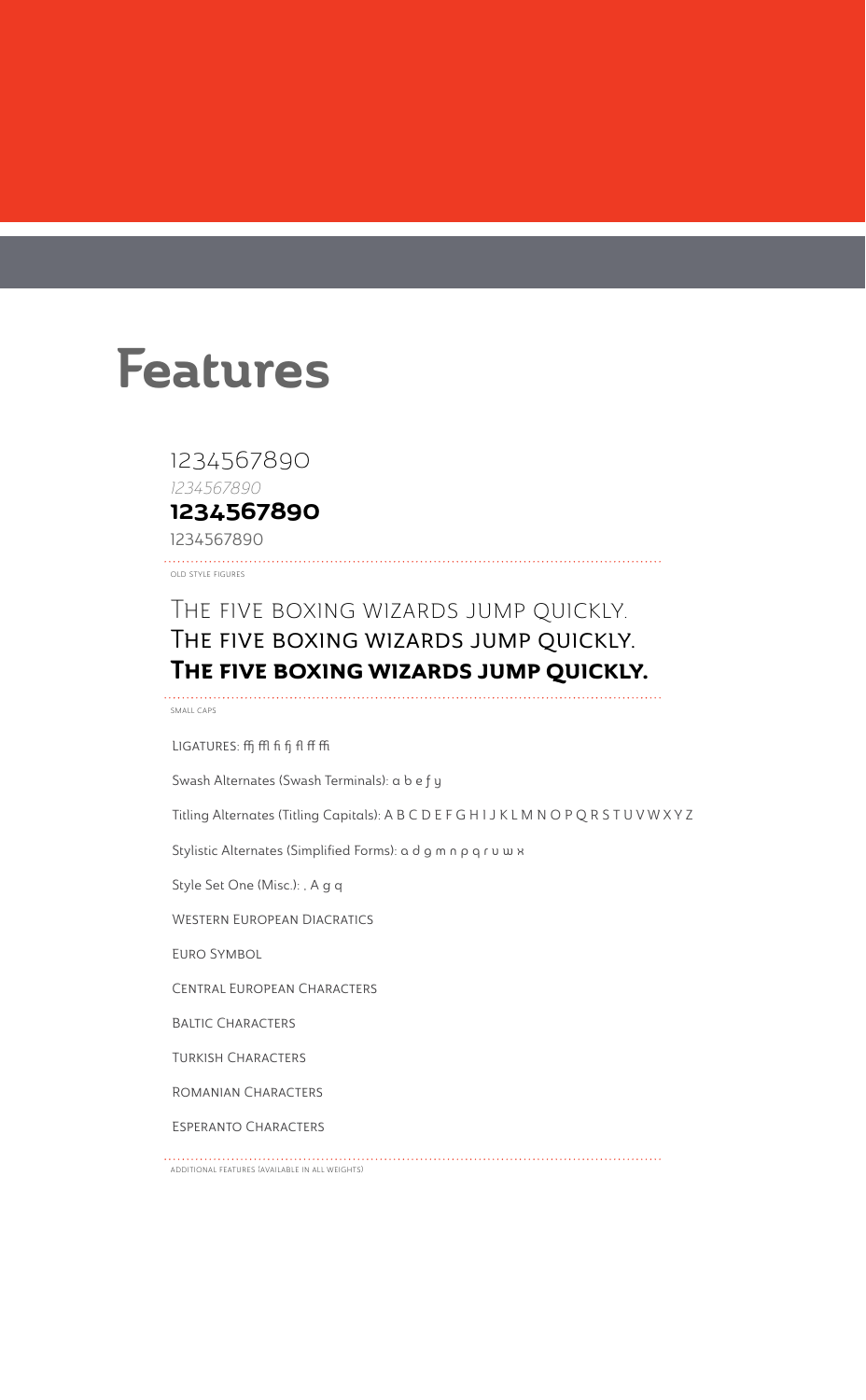# Features

1234567890

*1234567890*

**1234567890**

1234567890

OLD STYLE FIGURES

THE FIVE BOXING WIZARDS JUMP QUICKLY.

THE FIVE BOXING WIZARDS JUMP QUICKLY.

**THE FIVE BOXING WIZARDS JUMP QUICKLY.**

SMALL CAPS

LIGATURES: ffj ffl fi fj fl ff ffi

Swash Alternates (Swash Terminals): a b e f y

Titling Alternates (Titling Capitals): A B C D E F G H I J K L M N O P Q R S T U V W X Y Z

Stylistic Alternates (Simplified Forms): a d g m n p q r u w x

Style Set One (Misc.): , A g q

WESTERN EUROPEAN DIACRATICS

EURO SYMBOL

CENTRAL EUROPEAN CHARACTERS

BALTIC CHARACTERS

TURKISH CHARACTERS

ROMANIAN CHARACTERS

ESPERANTO CHARACTERS

ADDITIONAL FEATURES (AVAILABLE IN ALL WEIGHTS)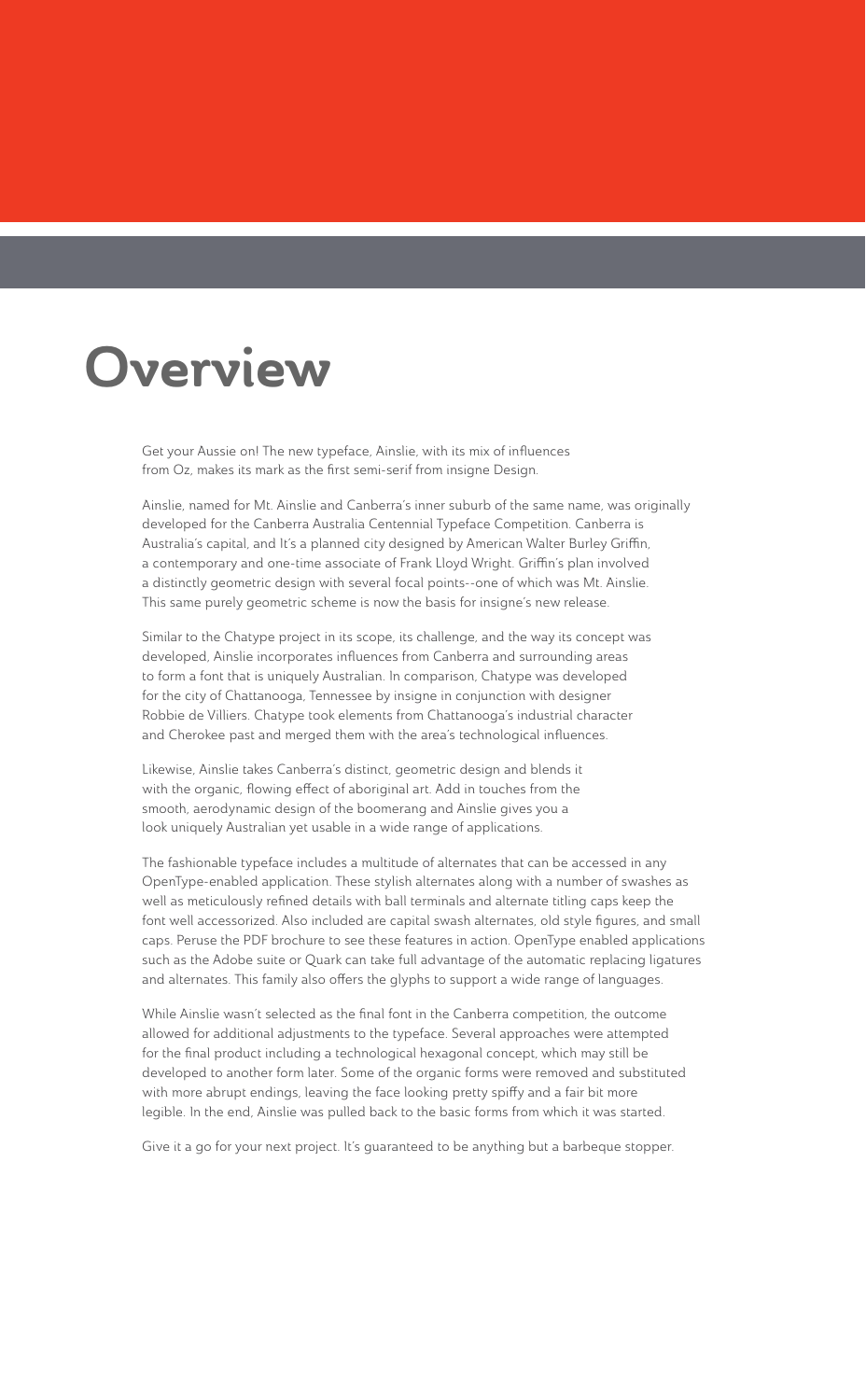# Overview

Get your Aussie on! The new typeface, Ainslie, with its mix of influences from Oz, makes its mark as the first semi-serif from insigne Design.

Ainslie, named for Mt. Ainslie and Canberra's inner suburb of the same name, was originally developed for the Canberra Australia Centennial Typeface Competition. Canberra is Australia's capital, and It's a planned city designed by American Walter Burley Griffin, a contemporary and one-time associate of Frank Lloyd Wright. Griffin's plan involved a distinctly geometric design with several focal points--one of which was Mt. Ainslie. This same purely geometric scheme is now the basis for insigne's new release.

Similar to the Chatype project in its scope, its challenge, and the way its concept was developed, Ainslie incorporates influences from Canberra and surrounding areas to form a font that is uniquely Australian. In comparison, Chatype was developed for the city of Chattanooga, Tennessee by insigne in conjunction with designer Robbie de Villiers. Chatype took elements from Chattanooga's industrial character and Cherokee past and merged them with the area's technological influences.

Likewise, Ainslie takes Canberra's distinct, geometric design and blends it with the organic, flowing effect of aboriginal art. Add in touches from the smooth, aerodynamic design of the boomerang and Ainslie gives you a look uniquely Australian yet usable in a wide range of applications.

The fashionable typeface includes a multitude of alternates that can be accessed in any OpenType-enabled application. These stylish alternates along with a number of swashes as well as meticulously refined details with ball terminals and alternate titling caps keep the font well accessorized. Also included are capital swash alternates, old style figures, and small caps. Peruse the PDF brochure to see these features in action. OpenType enabled applications such as the Adobe suite or Quark can take full advantage of the automatic replacing ligatures and alternates. This family also offers the glyphs to support a wide range of languages.

While Ainslie wasn't selected as the final font in the Canberra competition, the outcome allowed for additional adjustments to the typeface. Several approaches were attempted for the final product including a technological hexagonal concept, which may still be developed to another form later. Some of the organic forms were removed and substituted with more abrupt endings, leaving the face looking pretty spiffy and a fair bit more legible. In the end, Ainslie was pulled back to the basic forms from which it was started.

Give it a go for your next project. It's guaranteed to be anything but a barbeque stopper.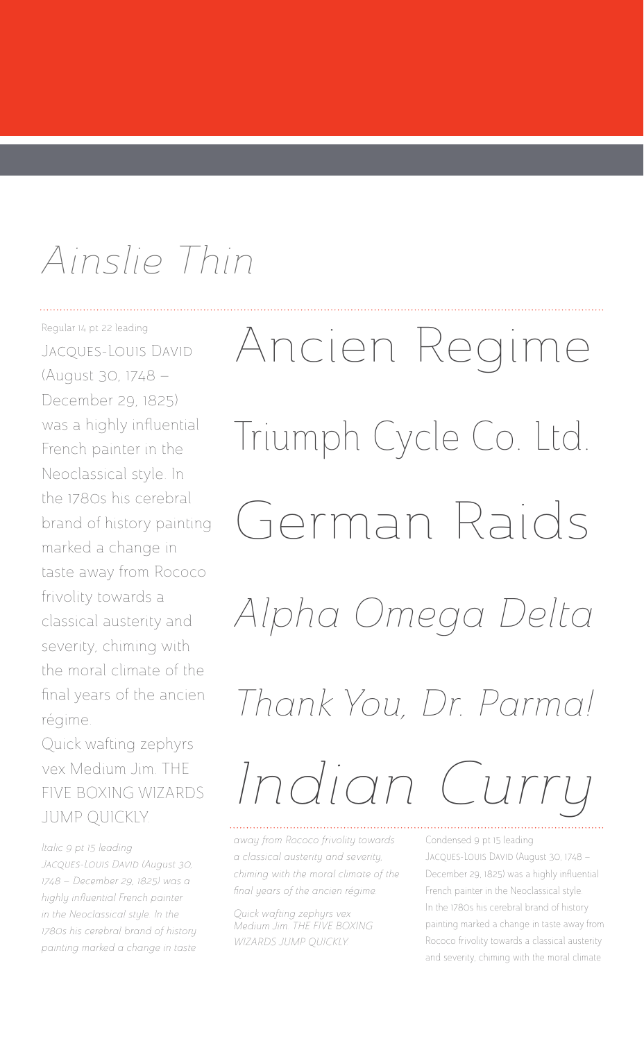# *Ainslie Thin*

Regular 14 pt 22 leading

JACQUES-LOUIS DAVID (August 30, 1748 – December 29, 1825) was a highly influential French painter in the Neoclassical style. In the 1780s his cerebral brand of history painting marked a change in taste away from Rococo frivolity towards a classical austerity and severity, chiming with the moral climate of the final years of the ancien régime.

Quick wafting zephyrs vex Medium Jim. THE FIVE BOXING WIZARDS JUMP QUICKLY.

Ancien Regime

Triumph Cycle Co. Ltd.

German Raids

*Alpha Omega Delta*

*Thank You, Dr. Parma!*

*Indian Curry*

*Italic 9 pt 15 leading*

*JACQUES-LOUIS DAVID (August 30, 1748 – December 29, 1825) was a highly influential French painter in the Neoclassical style. In the 1780s his cerebral brand of history painting marked a change in taste away from Rococo frivolity towards a classical austerity and severity, chiming with the moral climate of the final years of the ancien régime.*

*Quick wafting zephyrs vex Medium Jim. THE FIVE BOXING WIZARDS JUMP QUICKLY.*

Condensed 9 pt 15 leading

JACQUES-LOUIS DAVID (August 30, 1748 – December 29, 1825) was a highly influential French painter in the Neoclassical style. In the 1780s his cerebral brand of history painting marked a change in taste away from Rococo frivolity towards a classical austerity and severity, chiming with the moral climate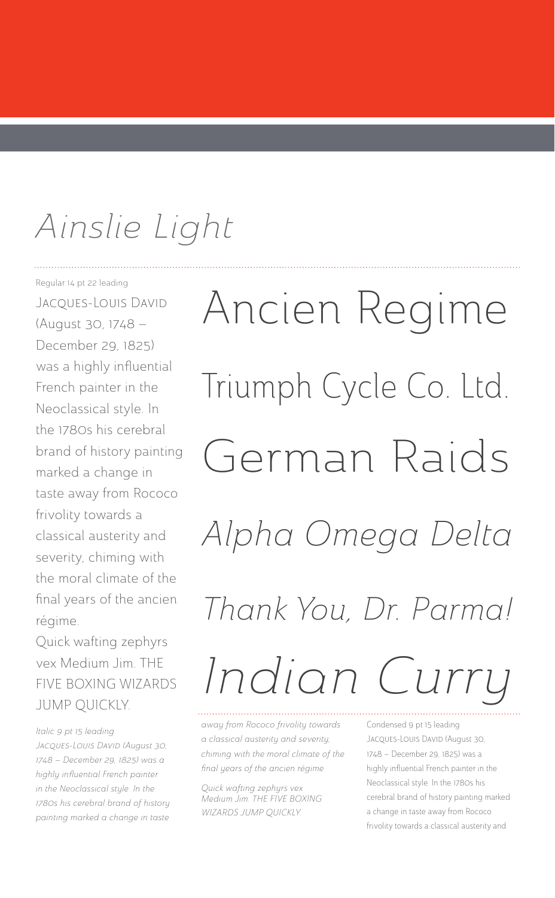# *Ainslie Light*

Regular 14 pt 22 leading

JACQUES-LOUIS DAVID (August 30, 1748 – December 29, 1825) was a highly influential French painter in the Neoclassical style. In the 1780s his cerebral brand of history painting marked a change in taste away from Rococo frivolity towards a classical austerity and severity, chiming with the moral climate of the final years of the ancien régime.

Quick wafting zephyrs vex Medium Jim. THE FIVE BOXING WIZARDS JUMP QUICKLY.

Ancien Regime

Triumph Cycle Co. Ltd.

German Raids

*Alpha Omega Delta*

*Thank You, Dr. Parma!*

*Indian Curry*

*Italic 9 pt 15 leading*

*JACQUES-LOUIS DAVID (August 30, 1748 – December 29, 1825) was a highly influential French painter in the Neoclassical style. In the 1780s his cerebral brand of history painting marked a change in taste away from Rococo frivolity towards a classical austerity and severity, chiming with the moral climate of the final years of the ancien régime.*

*Quick wafting zephyrs vex Medium Jim. THE FIVE BOXING WIZARDS JUMP QUICKLY.*

Condensed 9 pt 15 leading

JACQUES-LOUIS DAVID (August 30, 1748 – December 29, 1825) was a highly influential French painter in the Neoclassical style. In the 1780s his cerebral brand of history painting marked a change in taste away from Rococo frivolity towards a classical austerity and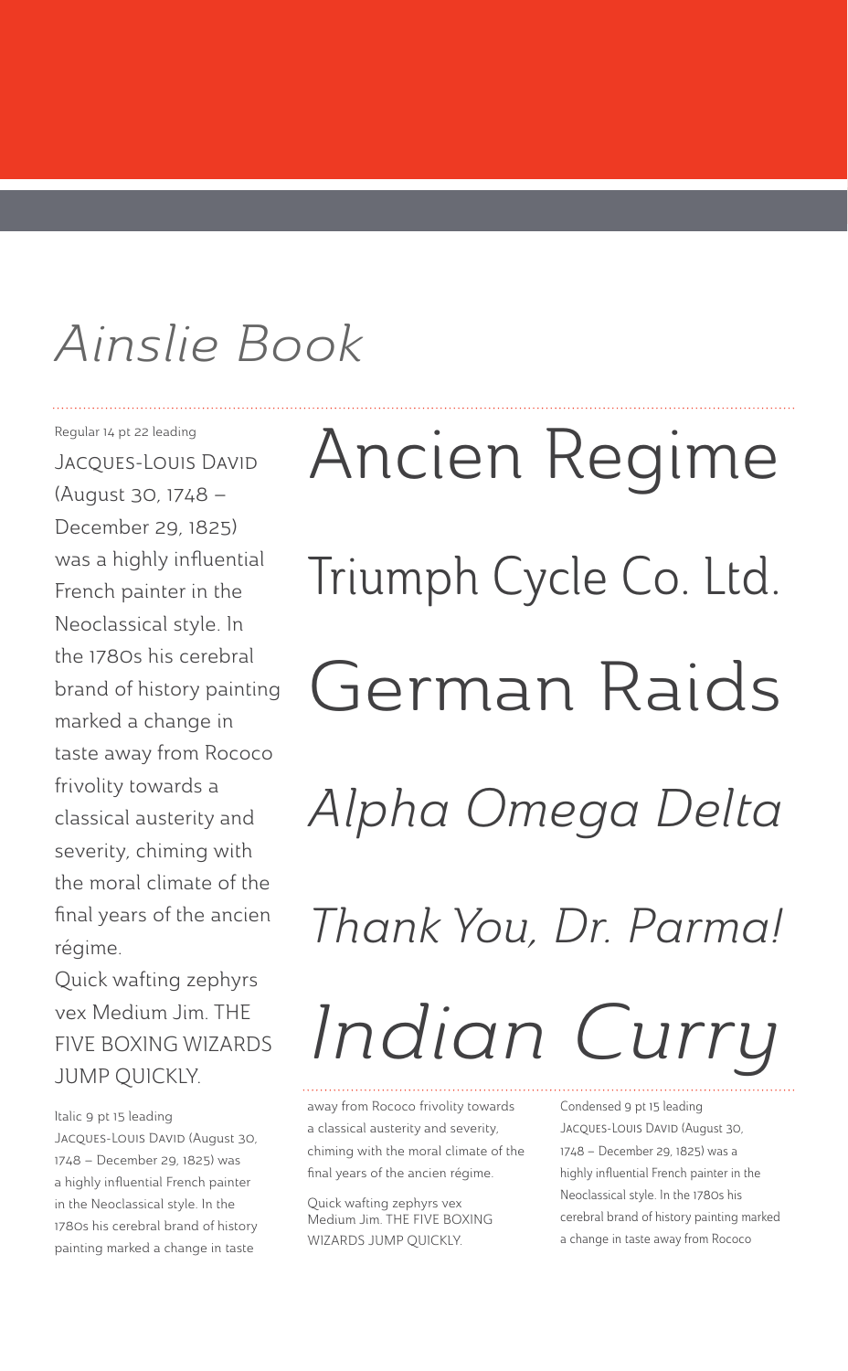# *Ainslie Book*

Regular 14 pt 22 leading

Jacques-Louis David (August 30, 1748 – December 29, 1825) was a highly influential French painter in the Neoclassical style. In the 1780s his cerebral brand of history painting marked a change in taste away from Rococo frivolity towards a classical austerity and severity, chiming with the moral climate of the final years of the ancien régime.

Quick wafting zephyrs vex Medium Jim. THE FIVE BOXING WIZARDS JUMP QUICKLY.

Italic 9 pt 15 leading

*Jacques-Louis David (August 30, 1748 – December 29, 1825) was a highly influential French painter in the Neoclassical style. In the 1780s his cerebral brand of history painting marked a change in taste away from Rococo frivolity towards a classical austerity and severity, chiming with the moral climate of the final years of the ancien régime.*

*Quick wafting zephyrs vex Medium Jim. THE FIVE BOXING WIZARDS JUMP QUICKLY.*

Ancien Regime

Triumph Cycle Co. Ltd.

German Raids

*Alpha Omega Delta*

*Thank You, Dr. Parma!*

*Indian Curry*

Condensed 9 pt 15 leading

Jacques-Louis David (August 30, 1748 – December 29, 1825) was a highly influential French painter in the Neoclassical style. In the 1780s his cerebral brand of history painting marked a change in taste away from Rococo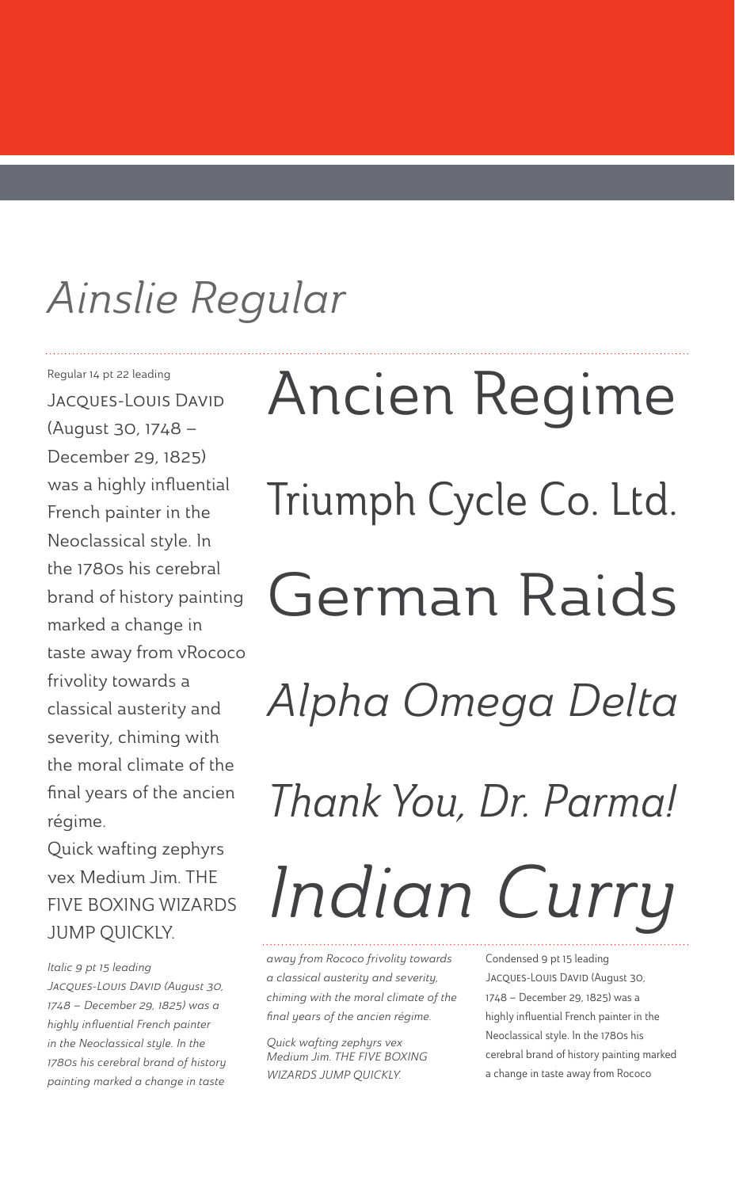# *Ainslie Regular*

Regular 14 pt 22 leading

Jacques-Louis David (August 30, 1748 – December 29, 1825) was a highly influential French painter in the Neoclassical style. In the 1780s his cerebral brand of history painting marked a change in taste away from vRococo frivolity towards a classical austerity and severity, chiming with the moral climate of the final years of the ancien régime.

Quick wafting zephyrs vex Medium Jim. THE FIVE BOXING WIZARDS JUMP QUICKLY.

Ancien Regime

Triumph Cycle Co. Ltd.

German Raids

*Alpha Omega Delta*

*Thank You, Dr. Parma!*

*Indian Curry*

*Italic 9 pt 15 leading*

*Jacques-Louis David (August 30, 1748 – December 29, 1825) was a highly influential French painter in the Neoclassical style. In the 1780s his cerebral brand of history painting marked a change in taste away from Rococo frivolity towards a classical austerity and severity, chiming with the moral climate of the final years of the ancien régime.*

*Quick wafting zephyrs vex Medium Jim. THE FIVE BOXING WIZARDS JUMP QUICKLY.*

Condensed 9 pt 15 leading

Jacques-Louis David (August 30, 1748 – December 29, 1825) was a highly influential French painter in the Neoclassical style. In the 1780s his cerebral brand of history painting marked a change in taste away from Rococo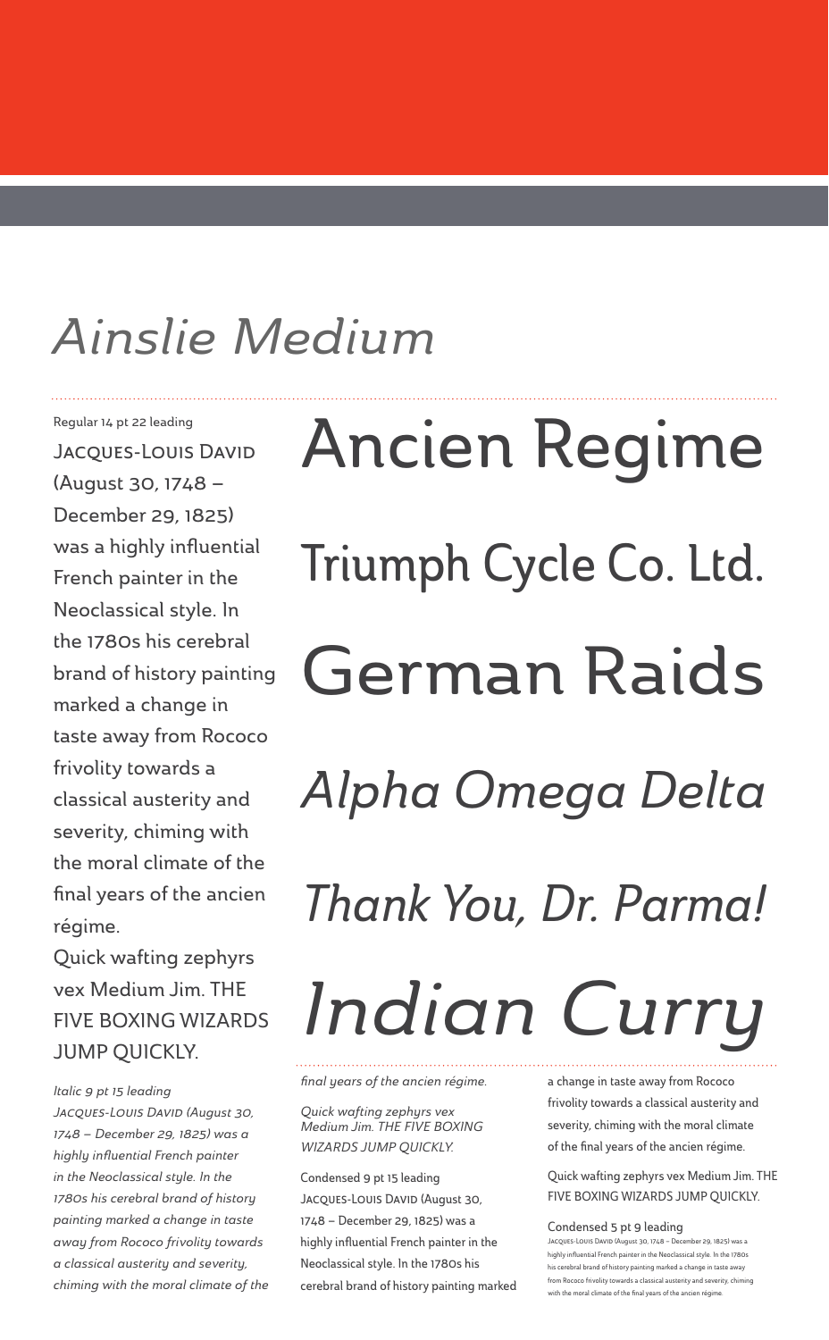# Ainslie Medium

Regular 14 pt 22 leading

Jacques-Louis David (August 30, 1748 – December 29, 1825) was a highly influential French painter in the Neoclassical style. In the 1780s his cerebral brand of history painting marked a change in taste away from Rococo frivolity towards a classical austerity and severity, chiming with the moral climate of the final years of the ancien régime.

Quick wafting zephyrs vex Medium Jim. THE FIVE BOXING WIZARDS JUMP QUICKLY.

Ancien Regime

Triumph Cycle Co. Ltd.

German Raids

*Alpha Omega Delta*

*Thank You, Dr. Parma!*

*Indian Curry*

*Italic 9 pt 15 leading*

*Jacques-Louis David (August 30, 1748 – December 29, 1825) was a highly influential French painter in the Neoclassical style. In the 1780s his cerebral brand of history painting marked a change in taste away from Rococo frivolity towards a classical austerity and severity, chiming with the moral climate of the final years of the ancien régime.*

*Quick wafting zephyrs vex Medium Jim. THE FIVE BOXING WIZARDS JUMP QUICKLY.*

Condensed 9 pt 15 leading

Jacques-Louis David (August 30, 1748 – December 29, 1825) was a highly influential French painter in the Neoclassical style. In the 1780s his cerebral brand of history painting marked a change in taste away from Rococo frivolity towards a classical austerity and severity, chiming with the moral climate of the final years of the ancien régime.

Quick wafting zephyrs vex Medium Jim. THE FIVE BOXING WIZARDS JUMP QUICKLY.

Condensed 5 pt 9 leading

Jacques-Louis David (August 30, 1748 – December 29, 1825) was a highly influential French painter in the Neoclassical style. In the 1780s his cerebral brand of history painting marked a change in taste away from Rococo frivolity towards a classical austerity and severity, chiming with the moral climate of the final years of the ancien régime.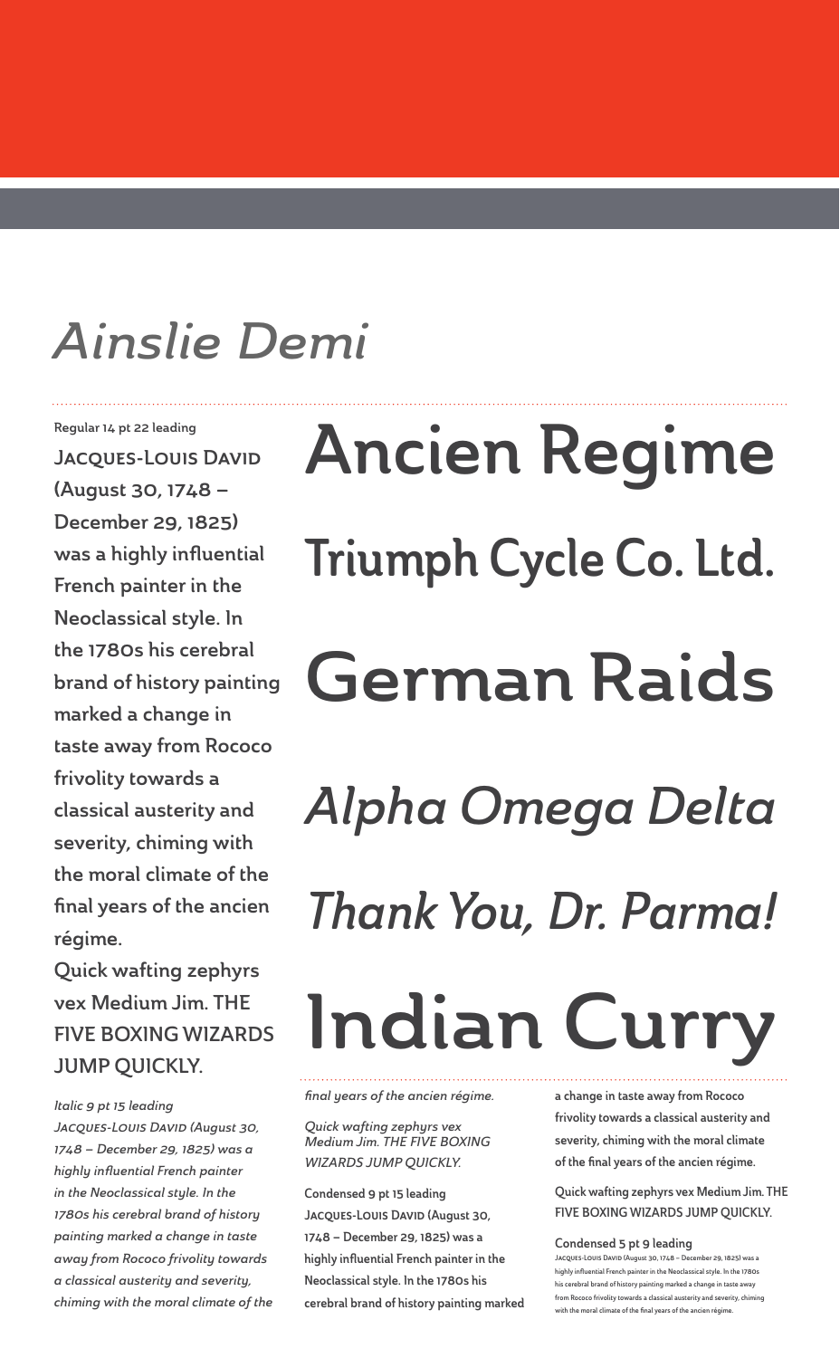# *Ainslie Demi*

Regular 14 pt 22 leading

**Jacques-Louis David (August 30, 1748 – December 29, 1825) was a highly influential French painter in the Neoclassical style. In the 1780s his cerebral brand of history painting marked a change in taste away from Rococo frivolity towards a classical austerity and severity, chiming with the moral climate of the final years of the ancien régime.**

**Quick wafting zephyrs vex Medium Jim. THE FIVE BOXING WIZARDS JUMP QUICKLY.**

Italic 9 pt 15 leading

*Jacques-Louis David (August 30, 1748 – December 29, 1825) was a highly influential French painter in the Neoclassical style. In the 1780s his cerebral brand of history painting marked a change in taste away from Rococo frivolity towards a classical austerity and severity, chiming with the moral climate of the final years of the ancien régime.*

*Quick wafting zephyrs vex Medium Jim. THE FIVE BOXING WIZARDS JUMP QUICKLY.*

Condensed 9 pt 15 leading

**Jacques-Louis David (August 30, 1748 – December 29, 1825) was a highly influential French painter in the Neoclassical style. In the 1780s his cerebral brand of history painting marked a change in taste away from Rococo frivolity towards a classical austerity and severity, chiming with the moral climate of the final years of the ancien régime.**

**Quick wafting zephyrs vex Medium Jim. THE FIVE BOXING WIZARDS JUMP QUICKLY.**

Condensed 5 pt 9 leading

**Jacques-Louis David (August 30, 1748 – December 29, 1825) was a highly influential French painter in the Neoclassical style. In the 1780s his cerebral brand of history painting marked a change in taste away from Rococo frivolity towards a classical austerity and severity, chiming with the moral climate of the final years of the ancien régime.**

**Ancien Regime**

**Triumph Cycle Co. Ltd.**

**German Raids**

*Alpha Omega Delta*

*Thank You, Dr. Parma!*

**Indian Curry**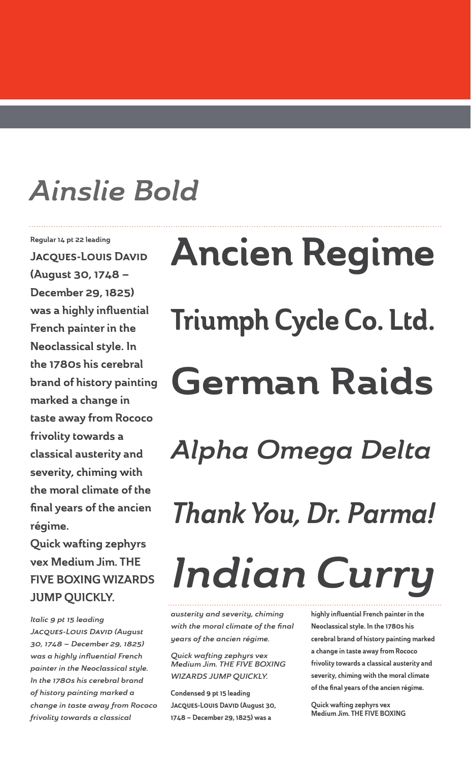# *Ainslie Bold*

Regular 14 pt 22 leading

**JACQUES-LOUIS DAVID (August 30, 1748 – December 29, 1825) was a highly influential French painter in the Neoclassical style. In the 1780s his cerebral brand of history painting marked a change in taste away from Rococo frivolity towards a classical austerity and severity, chiming with the moral climate of the final years of the ancien régime.**

**Quick wafting zephyrs vex Medium Jim. THE FIVE BOXING WIZARDS JUMP QUICKLY.**

*Italic 9 pt 15 leading*

***JACQUES-LOUIS DAVID (August 30, 1748 – December 29, 1825) was a highly influential French painter in the Neoclassical style. In the 1780s his cerebral brand of history painting marked a change in taste away from Rococo frivolity towards a classical austerity and severity, chiming with the moral climate of the final years of the ancien régime.***

***Quick wafting zephyrs vex Medium Jim. THE FIVE BOXING WIZARDS JUMP QUICKLY.***

Condensed 9 pt 15 leading

**JACQUES-LOUIS DAVID (August 30, 1748 – December 29, 1825) was a highly influential French painter in the Neoclassical style. In the 1780s his cerebral brand of history painting marked a change in taste away from Rococo frivolity towards a classical austerity and severity, chiming with the moral climate of the final years of the ancien régime.**

**Quick wafting zephyrs vex Medium Jim. THE FIVE BOXING**

**Ancien Regime**

**Triumph Cycle Co. Ltd.**

**German Raids**

***Alpha Omega Delta***

***Thank You, Dr. Parma!***

***Indian Curry***